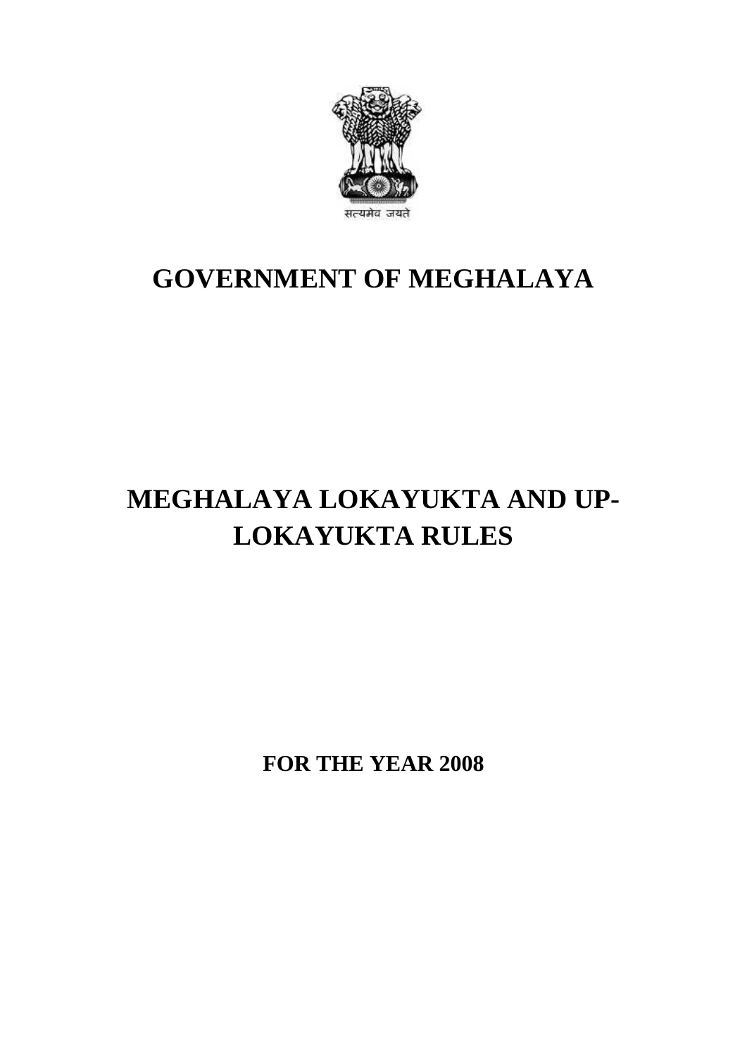सत्यमेव जयते

# GOVERNMENT OF MEGHALAYA

# MEGHALAYA LOKAYUKTA AND UP-LOKAYUKTA RULES

## FOR THE YEAR 2008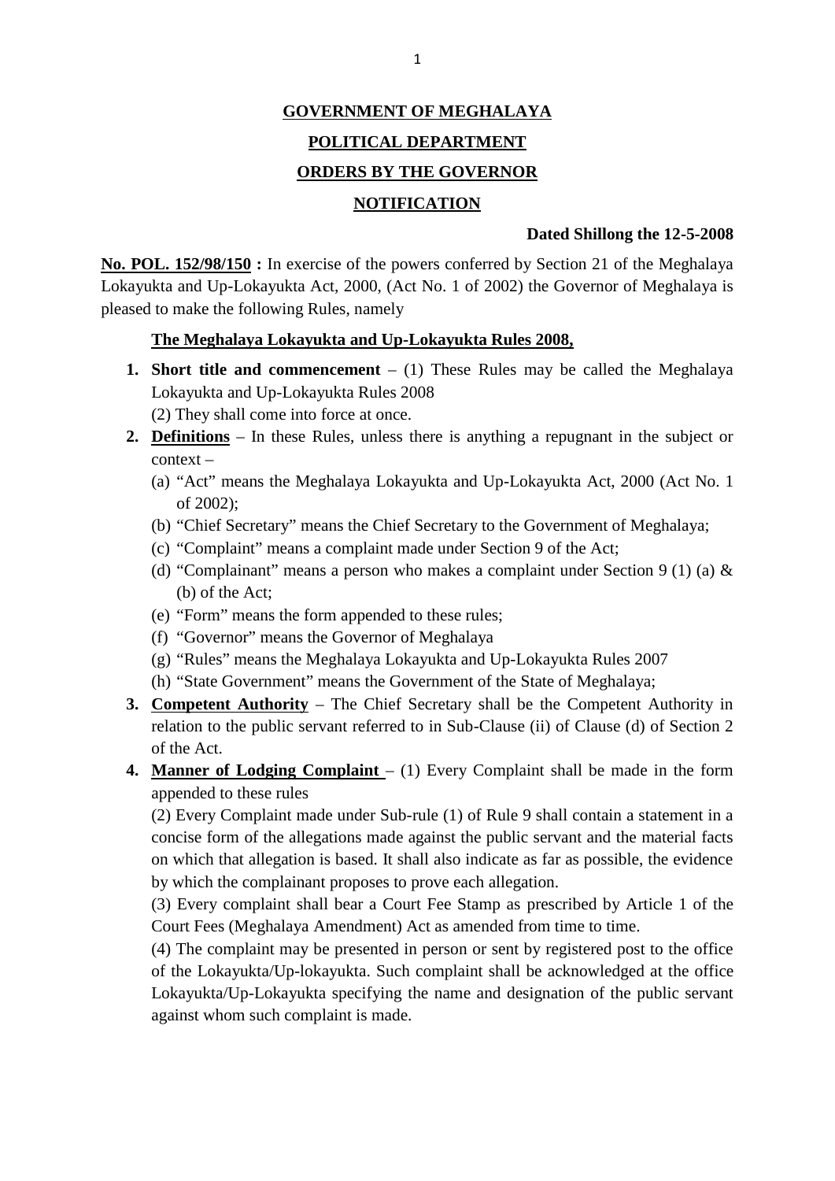**GOVERNMENT OF MEGHALAYA**

**POLITICAL DEPARTMENT**

**ORDERS BY THE GOVERNOR**

**NOTIFICATION**

**Dated Shillong the 12-5-2008**

**No. POL. 152/98/150 :** In exercise of the powers conferred by Section 21 of the Meghalaya Lokayukta and Up-Lokayukta Act, 2000, (Act No. 1 of 2002) the Governor of Meghalaya is pleased to make the following Rules, namely

**The Meghalaya Lokayukta and Up-Lokayukta Rules 2008,**

1. **Short title and commencement** – (1) These Rules may be called the Meghalaya Lokayukta and Up-Lokayukta Rules 2008
   (2) They shall come into force at once.
2. **Definitions** – In these Rules, unless there is anything a repugnant in the subject or context –
   (a) "Act" means the Meghalaya Lokayukta and Up-Lokayukta Act, 2000 (Act No. 1 of 2002);
   (b) "Chief Secretary" means the Chief Secretary to the Government of Meghalaya;
   (c) "Complaint" means a complaint made under Section 9 of the Act;
   (d) "Complainant" means a person who makes a complaint under Section 9 (1) (a) & (b) of the Act;
   (e) "Form" means the form appended to these rules;
   (f) "Governor" means the Governor of Meghalaya
   (g) "Rules" means the Meghalaya Lokayukta and Up-Lokayukta Rules 2007
   (h) "State Government" means the Government of the State of Meghalaya;
3. **Competent Authority** – The Chief Secretary shall be the Competent Authority in relation to the public servant referred to in Sub-Clause (ii) of Clause (d) of Section 2 of the Act.
4. **Manner of Lodging Complaint** – (1) Every Complaint shall be made in the form appended to these rules
   (2) Every Complaint made under Sub-rule (1) of Rule 9 shall contain a statement in a concise form of the allegations made against the public servant and the material facts on which that allegation is based. It shall also indicate as far as possible, the evidence by which the complainant proposes to prove each allegation.
   (3) Every complaint shall bear a Court Fee Stamp as prescribed by Article 1 of the Court Fees (Meghalaya Amendment) Act as amended from time to time.
   (4) The complaint may be presented in person or sent by registered post to the office of the Lokayukta/Up-lokayukta. Such complaint shall be acknowledged at the office Lokayukta/Up-Lokayukta specifying the name and designation of the public servant against whom such complaint is made.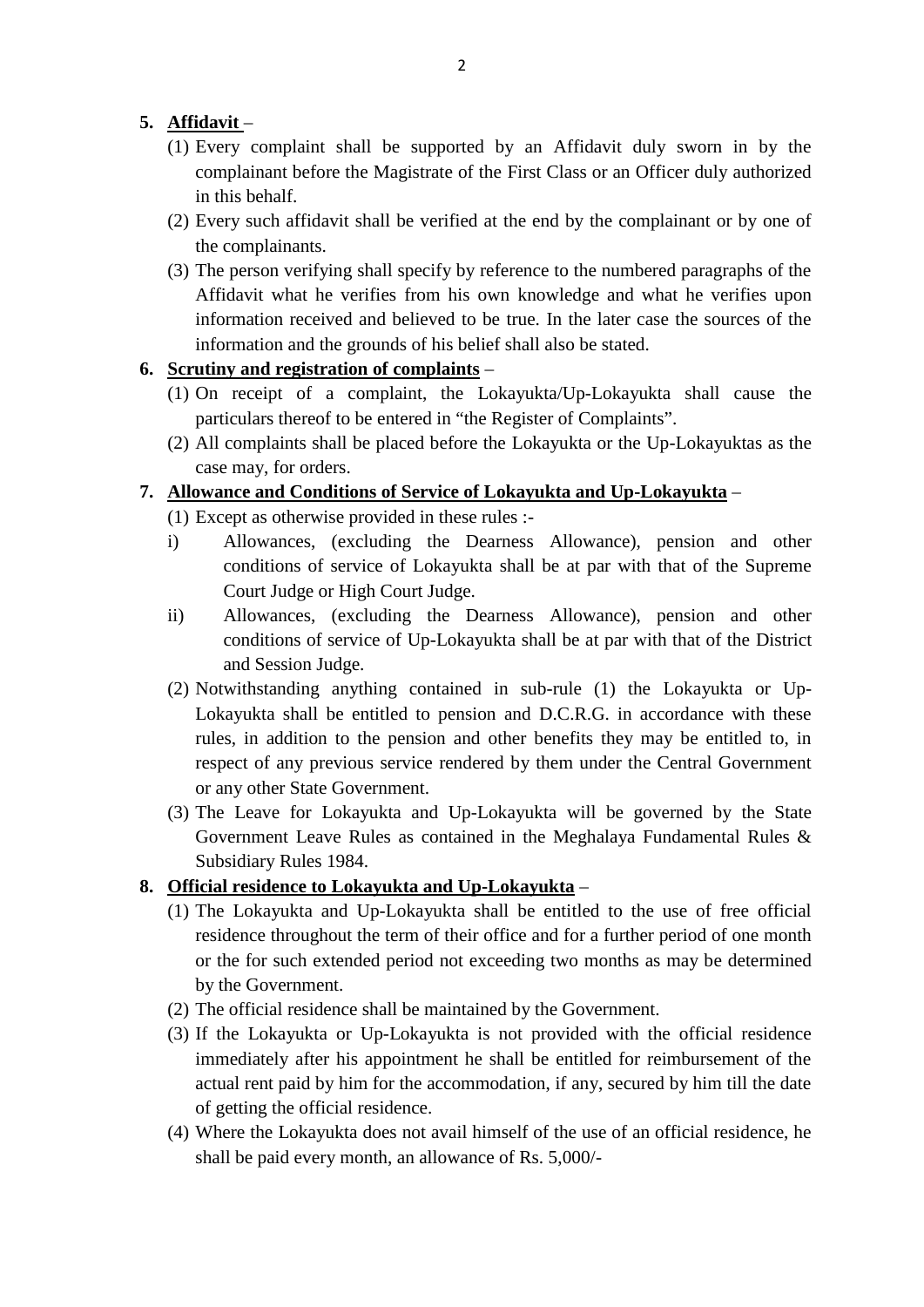5. **Affidavit** –
    (1) Every complaint shall be supported by an Affidavit duly sworn in by the complainant before the Magistrate of the First Class or an Officer duly authorized in this behalf.
    (2) Every such affidavit shall be verified at the end by the complainant or by one of the complainants.
    (3) The person verifying shall specify by reference to the numbered paragraphs of the Affidavit what he verifies from his own knowledge and what he verifies upon information received and believed to be true. In the later case the sources of the information and the grounds of his belief shall also be stated.

6. **Scrutiny and registration of complaints** –
    (1) On receipt of a complaint, the Lokayukta/Up-Lokayukta shall cause the particulars thereof to be entered in "the Register of Complaints".
    (2) All complaints shall be placed before the Lokayukta or the Up-Lokayuktas as the case may, for orders.

7. **Allowance and Conditions of Service of Lokayukta and Up-Lokayukta** –
    (1) Except as otherwise provided in these rules :-
    i) Allowances, (excluding the Dearness Allowance), pension and other conditions of service of Lokayukta shall be at par with that of the Supreme Court Judge or High Court Judge.
    ii) Allowances, (excluding the Dearness Allowance), pension and other conditions of service of Up-Lokayukta shall be at par with that of the District and Session Judge.
    (2) Notwithstanding anything contained in sub-rule (1) the Lokayukta or Up-Lokayukta shall be entitled to pension and D.C.R.G. in accordance with these rules, in addition to the pension and other benefits they may be entitled to, in respect of any previous service rendered by them under the Central Government or any other State Government.
    (3) The Leave for Lokayukta and Up-Lokayukta will be governed by the State Government Leave Rules as contained in the Meghalaya Fundamental Rules & Subsidiary Rules 1984.

8. **Official residence to Lokayukta and Up-Lokayukta** –
    (1) The Lokayukta and Up-Lokayukta shall be entitled to the use of free official residence throughout the term of their office and for a further period of one month or the for such extended period not exceeding two months as may be determined by the Government.
    (2) The official residence shall be maintained by the Government.
    (3) If the Lokayukta or Up-Lokayukta is not provided with the official residence immediately after his appointment he shall be entitled for reimbursement of the actual rent paid by him for the accommodation, if any, secured by him till the date of getting the official residence.
    (4) Where the Lokayukta does not avail himself of the use of an official residence, he shall be paid every month, an allowance of Rs. 5,000/-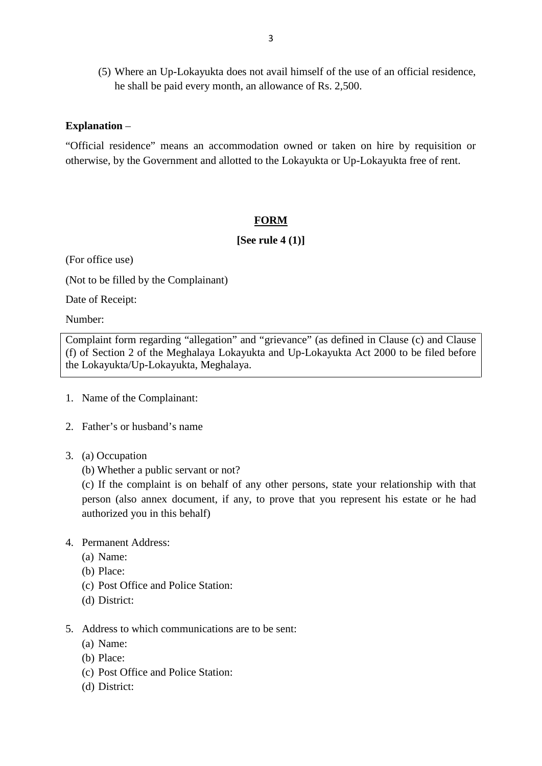(5) Where an Up-Lokayukta does not avail himself of the use of an official residence, he shall be paid every month, an allowance of Rs. 2,500.

**Explanation** –

"Official residence" means an accommodation owned or taken on hire by requisition or otherwise, by the Government and allotted to the Lokayukta or Up-Lokayukta free of rent.

## FORM

**[See rule 4 (1)]**

(For office use)

(Not to be filled by the Complainant)

Date of Receipt:

Number:

Complaint form regarding "allegation" and "grievance" (as defined in Clause (c) and Clause (f) of Section 2 of the Meghalaya Lokayukta and Up-Lokayukta Act 2000 to be filed before the Lokayukta/Up-Lokayukta, Meghalaya.

1. Name of the Complainant:

2. Father's or husband's name

3. (a) Occupation
   (b) Whether a public servant or not?
   (c) If the complaint is on behalf of any other persons, state your relationship with that person (also annex document, if any, to prove that you represent his estate or he had authorized you in this behalf)

4. Permanent Address:
   (a) Name:
   (b) Place:
   (c) Post Office and Police Station:
   (d) District:

5. Address to which communications are to be sent:
   (a) Name:
   (b) Place:
   (c) Post Office and Police Station:
   (d) District: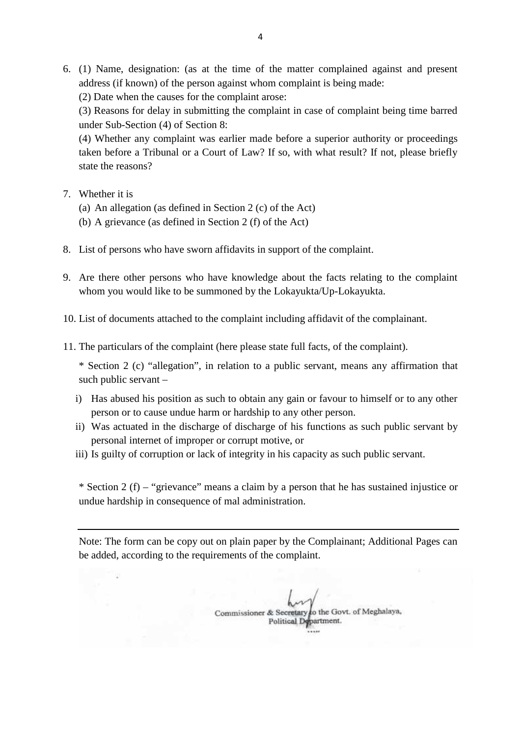6. (1) Name, designation: (as at the time of the matter complained against and present address (if known) of the person against whom complaint is being made:

   (2) Date when the causes for the complaint arose:

   (3) Reasons for delay in submitting the complaint in case of complaint being time barred under Sub-Section (4) of Section 8:

   (4) Whether any complaint was earlier made before a superior authority or proceedings taken before a Tribunal or a Court of Law? If so, with what result? If not, please briefly state the reasons?

7. Whether it is
   (a) An allegation (as defined in Section 2 (c) of the Act)
   (b) A grievance (as defined in Section 2 (f) of the Act)

8. List of persons who have sworn affidavits in support of the complaint.

9. Are there other persons who have knowledge about the facts relating to the complaint whom you would like to be summoned by the Lokayukta/Up-Lokayukta.

10. List of documents attached to the complaint including affidavit of the complainant.

11. The particulars of the complaint (here please state full facts, of the complaint).

    * Section 2 (c) "allegation", in relation to a public servant, means any affirmation that such public servant –

    i) Has abused his position as such to obtain any gain or favour to himself or to any other person or to cause undue harm or hardship to any other person.
    ii) Was actuated in the discharge of discharge of his functions as such public servant by personal internet of improper or corrupt motive, or
    iii) Is guilty of corruption or lack of integrity in his capacity as such public servant.

    * Section 2 (f) – "grievance" means a claim by a person that he has sustained injustice or undue hardship in consequence of mal administration.

---

Note: The form can be copy out on plain paper by the Complainant; Additional Pages can be added, according to the requirements of the complaint.

Commissioner & Secretary to the Govt. of Meghalaya,
Political Department.